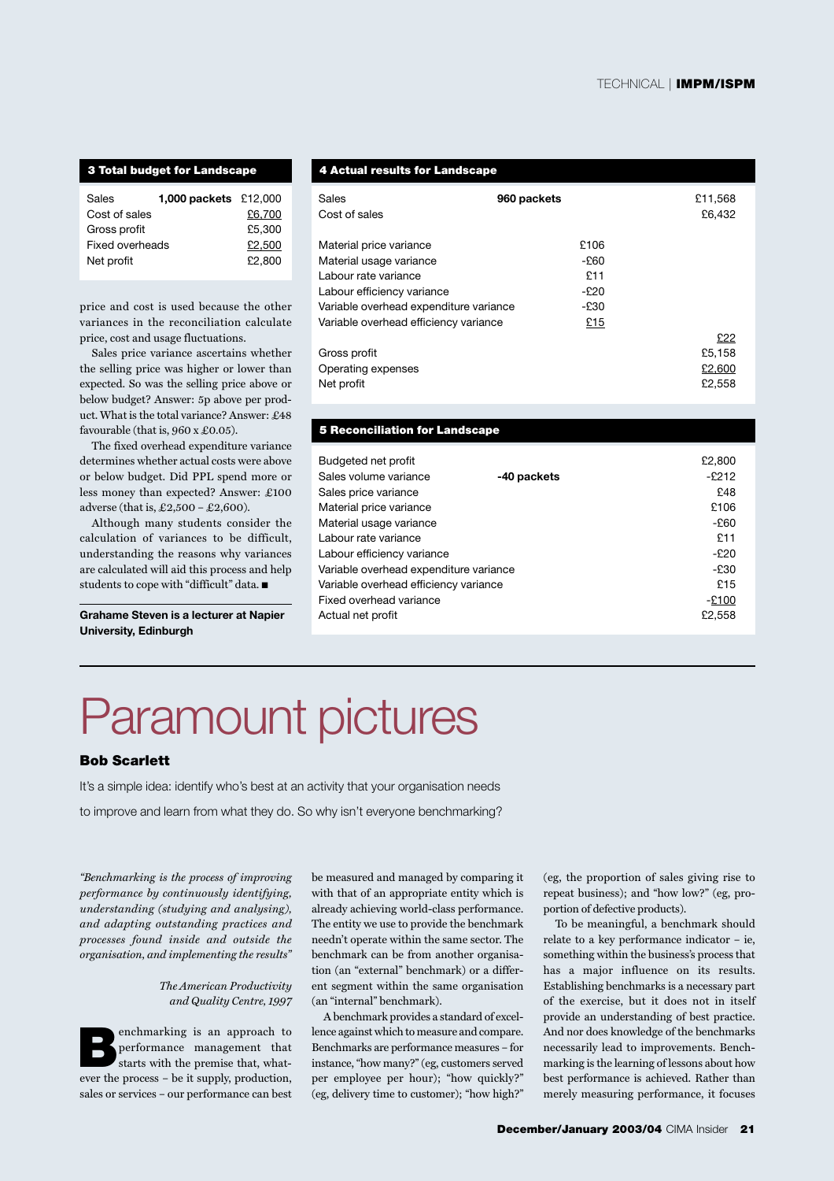### 3 Total budget for Landscape

| | | |
|---|---|---|
| Sales | **1,000 packets** | £12,000 |
| Cost of sales | | £6,700 |
| Gross profit | | £5,300 |
| Fixed overheads | | £2,500 |
| Net profit | | £2,800 |

price and cost is used because the other variances in the reconciliation calculate price, cost and usage fluctuations.

Sales price variance ascertains whether the selling price was higher or lower than expected. So was the selling price above or below budget? Answer: 5p above per product. What is the total variance? Answer: £48 favourable (that is, 960 x £0.05).

The fixed overhead expenditure variance determines whether actual costs were above or below budget. Did PPL spend more or less money than expected? Answer: £100 adverse (that is, £2,500 – £2,600).

Although many students consider the calculation of variances to be difficult, understanding the reasons why variances are calculated will aid this process and help students to cope with "difficult" data. ■

**Grahame Steven is a lecturer at Napier University, Edinburgh**

### 4 Actual results for Landscape

| | | | |
|---|---|---|---|
| Sales | **960 packets** | | £11,568 |
| Cost of sales | | | £6,432 |
| | | | |
| Material price variance | | £106 | |
| Material usage variance | | -£60 | |
| Labour rate variance | | £11 | |
| Labour efficiency variance | | -£20 | |
| Variable overhead expenditure variance | | -£30 | |
| Variable overhead efficiency variance | | £15 | |
| | | | £22 |
| Gross profit | | | £5,158 |
| Operating expenses | | | £2,600 |
| Net profit | | | £2,558 |

### 5 Reconciliation for Landscape

| | | |
|---|---|---|
| Budgeted net profit | | £2,800 |
| Sales volume variance | **-40 packets** | -£212 |
| Sales price variance | | £48 |
| Material price variance | | £106 |
| Material usage variance | | -£60 |
| Labour rate variance | | £11 |
| Labour efficiency variance | | -£20 |
| Variable overhead expenditure variance | | -£30 |
| Variable overhead efficiency variance | | £15 |
| Fixed overhead variance | | -£100 |
| Actual net profit | | £2,558 |

# Paramount pictures

**Bob Scarlett**

It's a simple idea: identify who's best at an activity that your organisation needs to improve and learn from what they do. So why isn't everyone benchmarking?

*"Benchmarking is the process of improving performance by continuously identifying, understanding (studying and analysing), and adapting outstanding practices and processes found inside and outside the organisation, and implementing the results"*

*The American Productivity and Quality Centre, 1997*

Benchmarking is an approach to performance management that starts with the premise that, whatever the process – be it supply, production, sales or services – our performance can best be measured and managed by comparing it with that of an appropriate entity which is already achieving world-class performance. The entity we use to provide the benchmark needn't operate within the same sector. The benchmark can be from another organisation (an "external" benchmark) or a different segment within the same organisation (an "internal" benchmark).

A benchmark provides a standard of excellence against which to measure and compare. Benchmarks are performance measures – for instance, "how many?" (eg, customers served per employee per hour); "how quickly?" (eg, delivery time to customer); "how high?" (eg, the proportion of sales giving rise to repeat business); and "how low?" (eg, proportion of defective products).

To be meaningful, a benchmark should relate to a key performance indicator – ie, something within the business's process that has a major influence on its results. Establishing benchmarks is a necessary part of the exercise, but it does not in itself provide an understanding of best practice. And nor does knowledge of the benchmarks necessarily lead to improvements. Benchmarking is the learning of lessons about how best performance is achieved. Rather than merely measuring performance, it focuses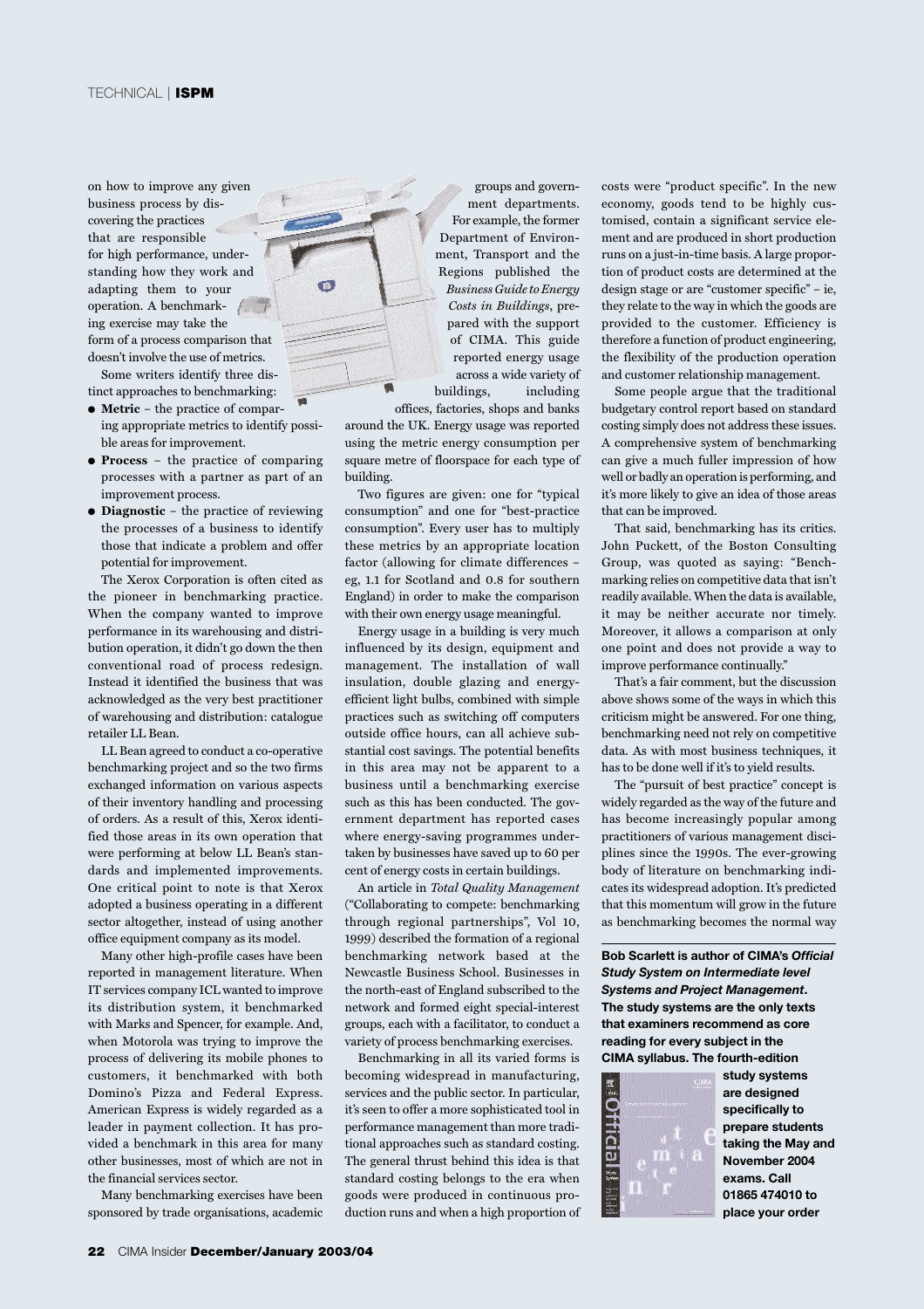on how to improve any given business process by discovering the practices that are responsible for high performance, understanding how they work and adapting them to your operation. A benchmarking exercise may take the form of a process comparison that doesn't involve the use of metrics.

Some writers identify three distinct approaches to benchmarking:

- **Metric** – the practice of comparing appropriate metrics to identify possible areas for improvement.
- **Process** – the practice of comparing processes with a partner as part of an improvement process.
- **Diagnostic** – the practice of reviewing the processes of a business to identify those that indicate a problem and offer potential for improvement.

The Xerox Corporation is often cited as the pioneer in benchmarking practice. When the company wanted to improve performance in its warehousing and distribution operation, it didn't go down the then conventional road of process redesign. Instead it identified the business that was acknowledged as the very best practitioner of warehousing and distribution: catalogue retailer LL Bean.

LL Bean agreed to conduct a co-operative benchmarking project and so the two firms exchanged information on various aspects of their inventory handling and processing of orders. As a result of this, Xerox identified those areas in its own operation that were performing at below LL Bean's standards and implemented improvements. One critical point to note is that Xerox adopted a business operating in a different sector altogether, instead of using another office equipment company as its model.

Many other high-profile cases have been reported in management literature. When IT services company ICL wanted to improve its distribution system, it benchmarked with Marks and Spencer, for example. And, when Motorola was trying to improve the process of delivering its mobile phones to customers, it benchmarked with both Domino's Pizza and Federal Express. American Express is widely regarded as a leader in payment collection. It has provided a benchmark in this area for many other businesses, most of which are not in the financial services sector.

Many benchmarking exercises have been sponsored by trade organisations, academic groups and government departments. For example, the former Department of Environment, Transport and the Regions published the *Business Guide to Energy Costs in Buildings*, prepared with the support of CIMA. This guide reported energy usage across a wide variety of buildings, including offices, factories, shops and banks around the UK. Energy usage was reported using the metric energy consumption per square metre of floorspace for each type of building.

Two figures are given: one for "typical consumption" and one for "best-practice consumption". Every user has to multiply these metrics by an appropriate location factor (allowing for climate differences – eg, 1.1 for Scotland and 0.8 for southern England) in order to make the comparison with their own energy usage meaningful.

Energy usage in a building is very much influenced by its design, equipment and management. The installation of wall insulation, double glazing and energy-efficient light bulbs, combined with simple practices such as switching off computers outside office hours, can all achieve substantial cost savings. The potential benefits in this area may not be apparent to a business until a benchmarking exercise such as this has been conducted. The government department has reported cases where energy-saving programmes undertaken by businesses have saved up to 60 per cent of energy costs in certain buildings.

An article in *Total Quality Management* ("Collaborating to compete: benchmarking through regional partnerships", Vol 10, 1999) described the formation of a regional benchmarking network based at the Newcastle Business School. Businesses in the north-east of England subscribed to the network and formed eight special-interest groups, each with a facilitator, to conduct a variety of process benchmarking exercises.

Benchmarking in all its varied forms is becoming widespread in manufacturing, services and the public sector. In particular, it's seen to offer a more sophisticated tool in performance management than more traditional approaches such as standard costing. The general thrust behind this idea is that standard costing belongs to the era when goods were produced in continuous production runs and when a high proportion of costs were "product specific". In the new economy, goods tend to be highly customised, contain a significant service element and are produced in short production runs on a just-in-time basis. A large proportion of product costs are determined at the design stage or are "customer specific" – ie, they relate to the way in which the goods are provided to the customer. Efficiency is therefore a function of product engineering, the flexibility of the production operation and customer relationship management.

Some people argue that the traditional budgetary control report based on standard costing simply does not address these issues. A comprehensive system of benchmarking can give a much fuller impression of how well or badly an operation is performing, and it's more likely to give an idea of those areas that can be improved.

That said, benchmarking has its critics. John Puckett, of the Boston Consulting Group, was quoted as saying: "Benchmarking relies on competitive data that isn't readily available. When the data is available, it may be neither accurate nor timely. Moreover, it allows a comparison at only one point and does not provide a way to improve performance continually."

That's a fair comment, but the discussion above shows some of the ways in which this criticism might be answered. For one thing, benchmarking need not rely on competitive data. As with most business techniques, it has to be done well if it's to yield results.

The "pursuit of best practice" concept is widely regarded as the way of the future and has become increasingly popular among practitioners of various management disciplines since the 1990s. The ever-growing body of literature on benchmarking indicates its widespread adoption. It's predicted that this momentum will grow in the future as benchmarking becomes the normal way

**Bob Scarlett is author of CIMA's *Official Study System on Intermediate level Systems and Project Management*. The study systems are the only texts that examiners recommend as core reading for every subject in the CIMA syllabus. The fourth-edition study systems are designed specifically to prepare students taking the May and November 2004 exams. Call 01865 474010 to place your order**